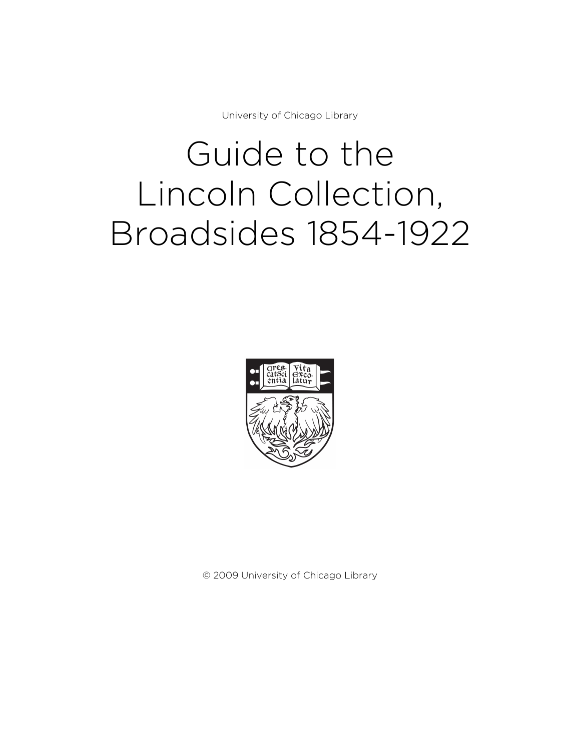University of Chicago Library

# Guide to the Lincoln Collection, Broadsides 1854-1922

© 2009 University of Chicago Library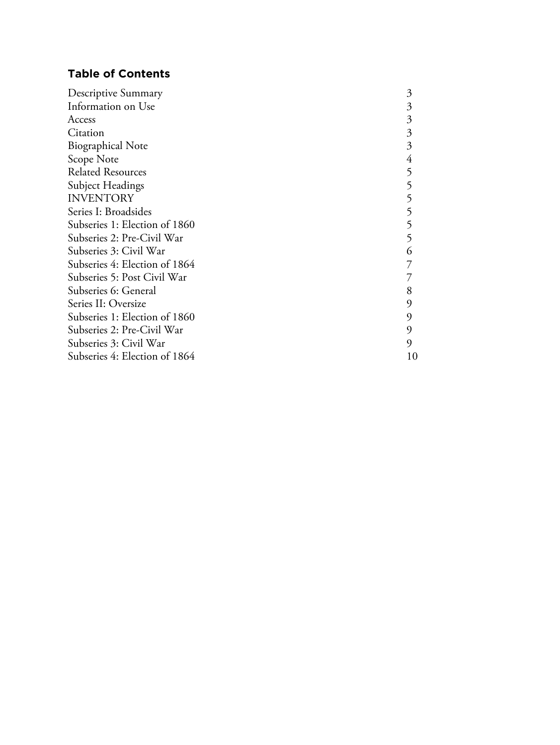## Table of Contents

| | |
|---|---|
| Descriptive Summary | 3 |
| Information on Use | 3 |
| Access | 3 |
| Citation | 3 |
| Biographical Note | 3 |
| Scope Note | 4 |
| Related Resources | 5 |
| Subject Headings | 5 |
| INVENTORY | 5 |
| Series I: Broadsides | 5 |
| Subseries 1: Election of 1860 | 5 |
| Subseries 2: Pre-Civil War | 5 |
| Subseries 3: Civil War | 6 |
| Subseries 4: Election of 1864 | 7 |
| Subseries 5: Post Civil War | 7 |
| Subseries 6: General | 8 |
| Series II: Oversize | 9 |
| Subseries 1: Election of 1860 | 9 |
| Subseries 2: Pre-Civil War | 9 |
| Subseries 3: Civil War | 9 |
| Subseries 4: Election of 1864 | 10 |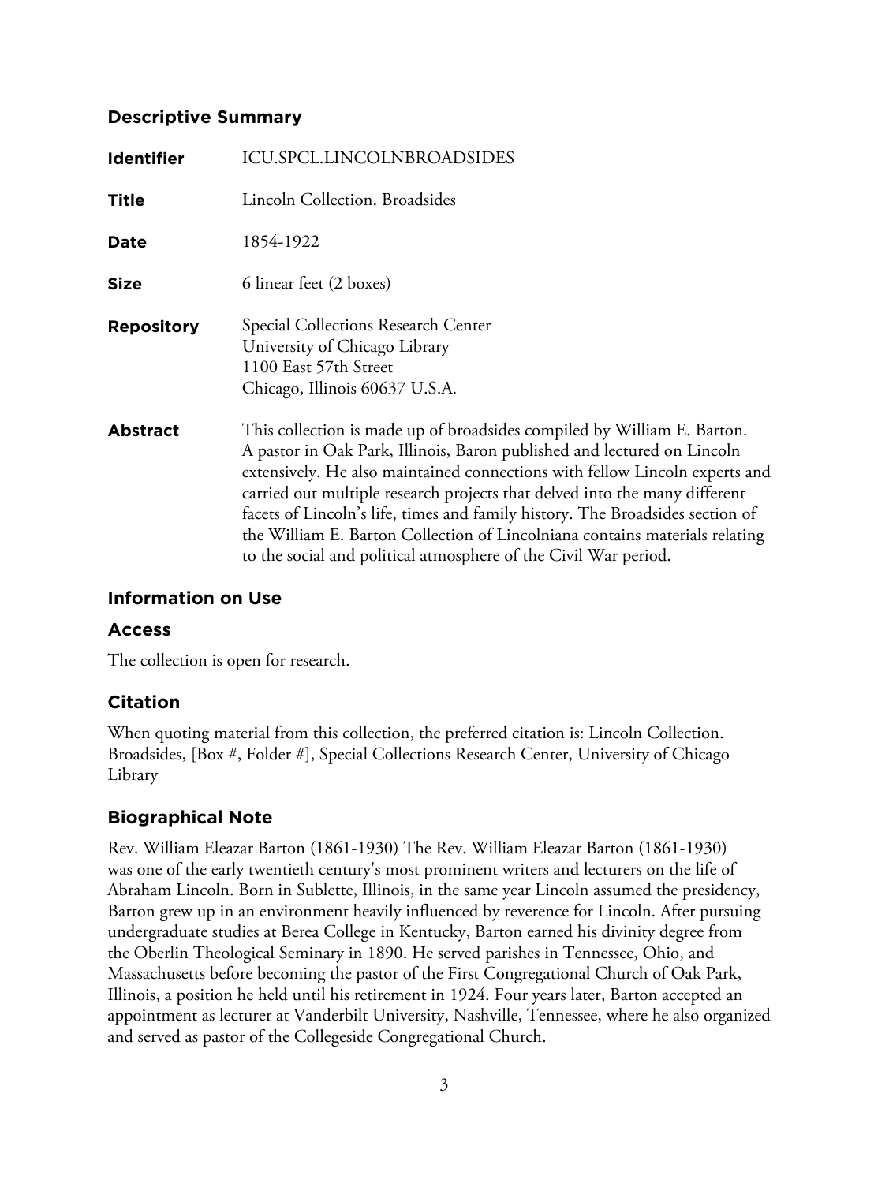## Descriptive Summary

| | |
|---|---|
| **Identifier** | ICU.SPCL.LINCOLNBROADSIDES |
| **Title** | Lincoln Collection. Broadsides |
| **Date** | 1854-1922 |
| **Size** | 6 linear feet (2 boxes) |
| **Repository** | Special Collections Research Center<br>University of Chicago Library<br>1100 East 57th Street<br>Chicago, Illinois 60637 U.S.A. |
| **Abstract** | This collection is made up of broadsides compiled by William E. Barton. A pastor in Oak Park, Illinois, Baron published and lectured on Lincoln extensively. He also maintained connections with fellow Lincoln experts and carried out multiple research projects that delved into the many different facets of Lincoln's life, times and family history. The Broadsides section of the William E. Barton Collection of Lincolniana contains materials relating to the social and political atmosphere of the Civil War period. |

## Information on Use

### Access

The collection is open for research.

### Citation

When quoting material from this collection, the preferred citation is: Lincoln Collection. Broadsides, [Box #, Folder #], Special Collections Research Center, University of Chicago Library

## Biographical Note

Rev. William Eleazar Barton (1861-1930) The Rev. William Eleazar Barton (1861-1930) was one of the early twentieth century's most prominent writers and lecturers on the life of Abraham Lincoln. Born in Sublette, Illinois, in the same year Lincoln assumed the presidency, Barton grew up in an environment heavily influenced by reverence for Lincoln. After pursuing undergraduate studies at Berea College in Kentucky, Barton earned his divinity degree from the Oberlin Theological Seminary in 1890. He served parishes in Tennessee, Ohio, and Massachusetts before becoming the pastor of the First Congregational Church of Oak Park, Illinois, a position he held until his retirement in 1924. Four years later, Barton accepted an appointment as lecturer at Vanderbilt University, Nashville, Tennessee, where he also organized and served as pastor of the Collegeside Congregational Church.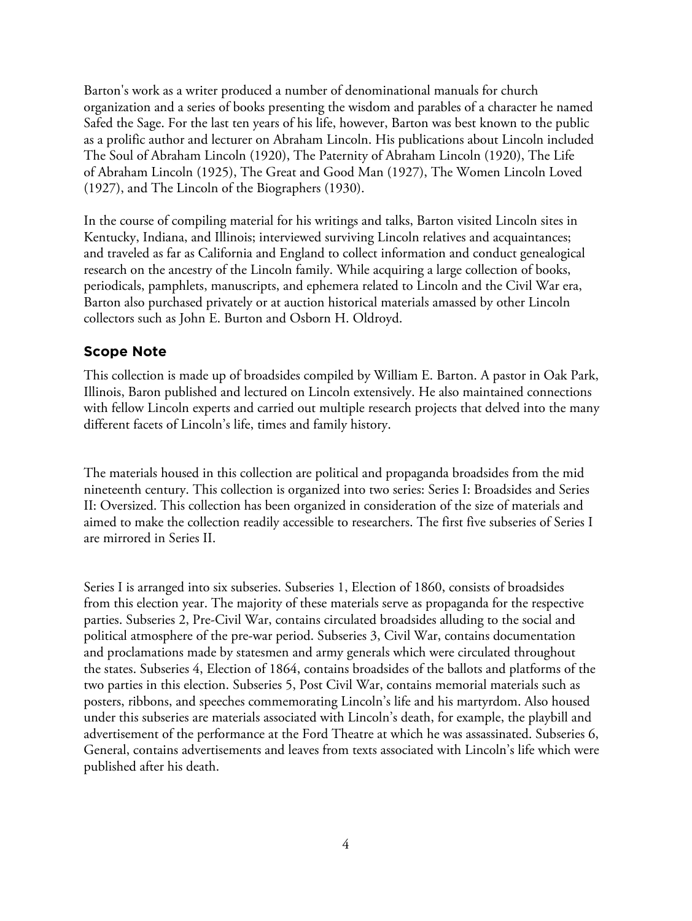Barton's work as a writer produced a number of denominational manuals for church organization and a series of books presenting the wisdom and parables of a character he named Safed the Sage. For the last ten years of his life, however, Barton was best known to the public as a prolific author and lecturer on Abraham Lincoln. His publications about Lincoln included The Soul of Abraham Lincoln (1920), The Paternity of Abraham Lincoln (1920), The Life of Abraham Lincoln (1925), The Great and Good Man (1927), The Women Lincoln Loved (1927), and The Lincoln of the Biographers (1930).

In the course of compiling material for his writings and talks, Barton visited Lincoln sites in Kentucky, Indiana, and Illinois; interviewed surviving Lincoln relatives and acquaintances; and traveled as far as California and England to collect information and conduct genealogical research on the ancestry of the Lincoln family. While acquiring a large collection of books, periodicals, pamphlets, manuscripts, and ephemera related to Lincoln and the Civil War era, Barton also purchased privately or at auction historical materials amassed by other Lincoln collectors such as John E. Burton and Osborn H. Oldroyd.

## Scope Note

This collection is made up of broadsides compiled by William E. Barton. A pastor in Oak Park, Illinois, Baron published and lectured on Lincoln extensively. He also maintained connections with fellow Lincoln experts and carried out multiple research projects that delved into the many different facets of Lincoln's life, times and family history.

The materials housed in this collection are political and propaganda broadsides from the mid nineteenth century. This collection is organized into two series: Series I: Broadsides and Series II: Oversized. This collection has been organized in consideration of the size of materials and aimed to make the collection readily accessible to researchers. The first five subseries of Series I are mirrored in Series II.

Series I is arranged into six subseries. Subseries 1, Election of 1860, consists of broadsides from this election year. The majority of these materials serve as propaganda for the respective parties. Subseries 2, Pre-Civil War, contains circulated broadsides alluding to the social and political atmosphere of the pre-war period. Subseries 3, Civil War, contains documentation and proclamations made by statesmen and army generals which were circulated throughout the states. Subseries 4, Election of 1864, contains broadsides of the ballots and platforms of the two parties in this election. Subseries 5, Post Civil War, contains memorial materials such as posters, ribbons, and speeches commemorating Lincoln's life and his martyrdom. Also housed under this subseries are materials associated with Lincoln's death, for example, the playbill and advertisement of the performance at the Ford Theatre at which he was assassinated. Subseries 6, General, contains advertisements and leaves from texts associated with Lincoln's life which were published after his death.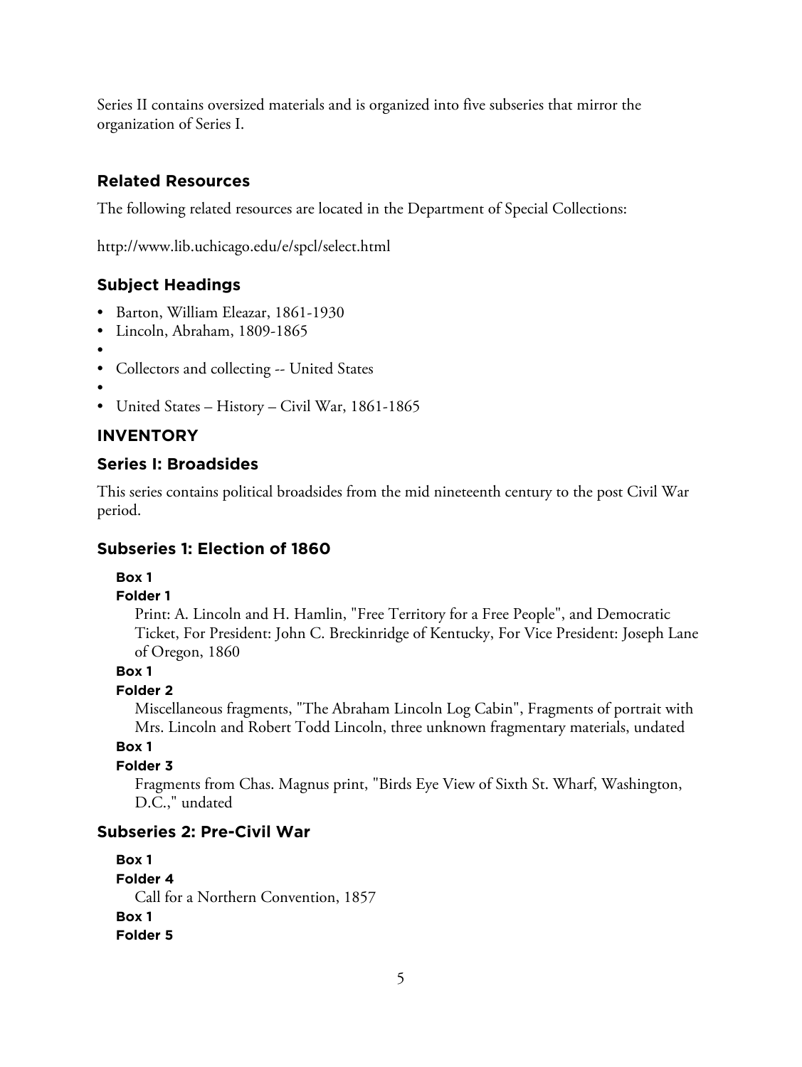Series II contains oversized materials and is organized into five subseries that mirror the organization of Series I.

## Related Resources

The following related resources are located in the Department of Special Collections:

http://www.lib.uchicago.edu/e/spcl/select.html

## Subject Headings

- Barton, William Eleazar, 1861-1930
- Lincoln, Abraham, 1809-1865
- 
- Collectors and collecting -- United States
- 
- United States – History – Civil War, 1861-1865

## INVENTORY

## Series I: Broadsides

This series contains political broadsides from the mid nineteenth century to the post Civil War period.

## Subseries 1: Election of 1860

**Box 1**
**Folder 1**
Print: A. Lincoln and H. Hamlin, "Free Territory for a Free People", and Democratic Ticket, For President: John C. Breckinridge of Kentucky, For Vice President: Joseph Lane of Oregon, 1860

**Box 1**
**Folder 2**
Miscellaneous fragments, "The Abraham Lincoln Log Cabin", Fragments of portrait with Mrs. Lincoln and Robert Todd Lincoln, three unknown fragmentary materials, undated

**Box 1**
**Folder 3**
Fragments from Chas. Magnus print, "Birds Eye View of Sixth St. Wharf, Washington, D.C.," undated

## Subseries 2: Pre-Civil War

**Box 1**
**Folder 4**
Call for a Northern Convention, 1857

**Box 1**
**Folder 5**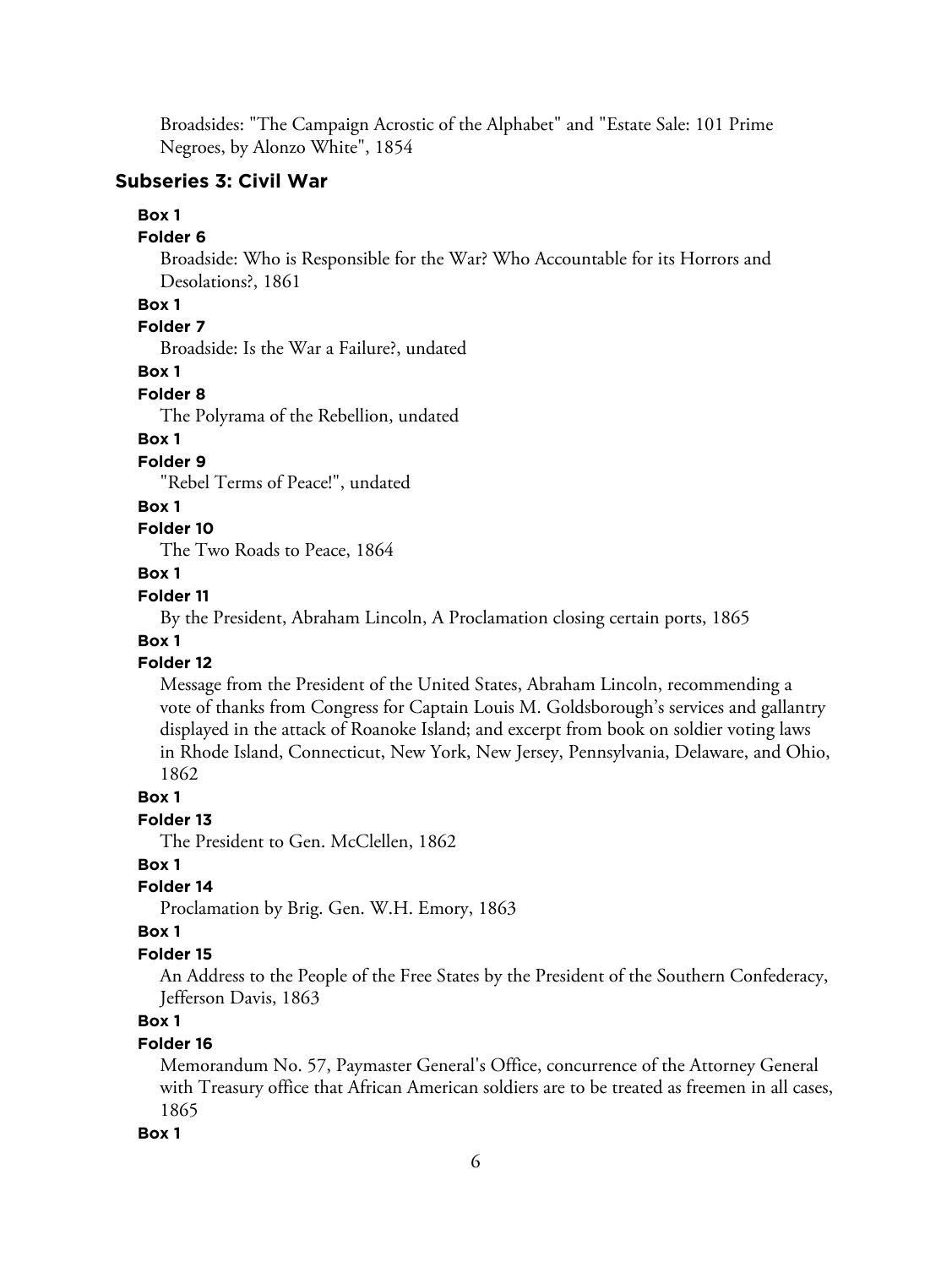Broadsides: "The Campaign Acrostic of the Alphabet" and "Estate Sale: 101 Prime Negroes, by Alonzo White", 1854

## Subseries 3: Civil War

**Box 1**

**Folder 6**

Broadside: Who is Responsible for the War? Who Accountable for its Horrors and Desolations?, 1861

**Box 1**

**Folder 7**

Broadside: Is the War a Failure?, undated

**Box 1**

**Folder 8**

The Polyrama of the Rebellion, undated

**Box 1**

**Folder 9**

"Rebel Terms of Peace!", undated

**Box 1**

**Folder 10**

The Two Roads to Peace, 1864

**Box 1**

**Folder 11**

By the President, Abraham Lincoln, A Proclamation closing certain ports, 1865

**Box 1**

**Folder 12**

Message from the President of the United States, Abraham Lincoln, recommending a vote of thanks from Congress for Captain Louis M. Goldsborough's services and gallantry displayed in the attack of Roanoke Island; and excerpt from book on soldier voting laws in Rhode Island, Connecticut, New York, New Jersey, Pennsylvania, Delaware, and Ohio, 1862

**Box 1**

**Folder 13**

The President to Gen. McClellen, 1862

**Box 1**

**Folder 14**

Proclamation by Brig. Gen. W.H. Emory, 1863

**Box 1**

**Folder 15**

An Address to the People of the Free States by the President of the Southern Confederacy, Jefferson Davis, 1863

**Box 1**

**Folder 16**

Memorandum No. 57, Paymaster General's Office, concurrence of the Attorney General with Treasury office that African American soldiers are to be treated as freemen in all cases, 1865

**Box 1**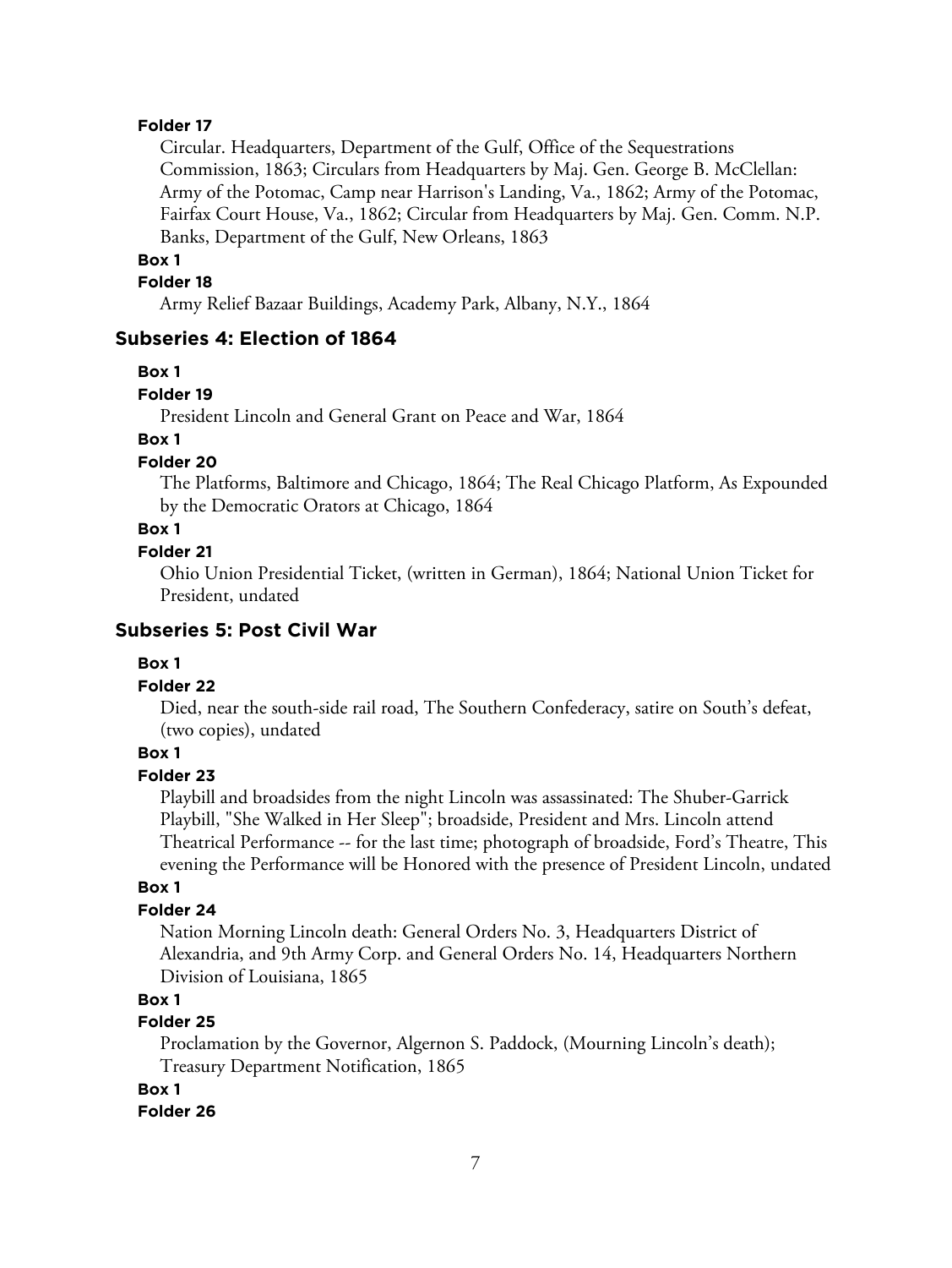**Folder 17**

Circular. Headquarters, Department of the Gulf, Office of the Sequestrations Commission, 1863; Circulars from Headquarters by Maj. Gen. George B. McClellan: Army of the Potomac, Camp near Harrison's Landing, Va., 1862; Army of the Potomac, Fairfax Court House, Va., 1862; Circular from Headquarters by Maj. Gen. Comm. N.P. Banks, Department of the Gulf, New Orleans, 1863

**Box 1**

**Folder 18**

Army Relief Bazaar Buildings, Academy Park, Albany, N.Y., 1864

### Subseries 4: Election of 1864

**Box 1**

**Folder 19**

President Lincoln and General Grant on Peace and War, 1864

**Box 1**

**Folder 20**

The Platforms, Baltimore and Chicago, 1864; The Real Chicago Platform, As Expounded by the Democratic Orators at Chicago, 1864

**Box 1**

**Folder 21**

Ohio Union Presidential Ticket, (written in German), 1864; National Union Ticket for President, undated

### Subseries 5: Post Civil War

**Box 1**

**Folder 22**

Died, near the south-side rail road, The Southern Confederacy, satire on South's defeat, (two copies), undated

**Box 1**

**Folder 23**

Playbill and broadsides from the night Lincoln was assassinated: The Shuber-Garrick Playbill, "She Walked in Her Sleep"; broadside, President and Mrs. Lincoln attend Theatrical Performance -- for the last time; photograph of broadside, Ford's Theatre, This evening the Performance will be Honored with the presence of President Lincoln, undated

**Box 1**

**Folder 24**

Nation Morning Lincoln death: General Orders No. 3, Headquarters District of Alexandria, and 9th Army Corp. and General Orders No. 14, Headquarters Northern Division of Louisiana, 1865

**Box 1**

**Folder 25**

Proclamation by the Governor, Algernon S. Paddock, (Mourning Lincoln's death); Treasury Department Notification, 1865

**Box 1**

**Folder 26**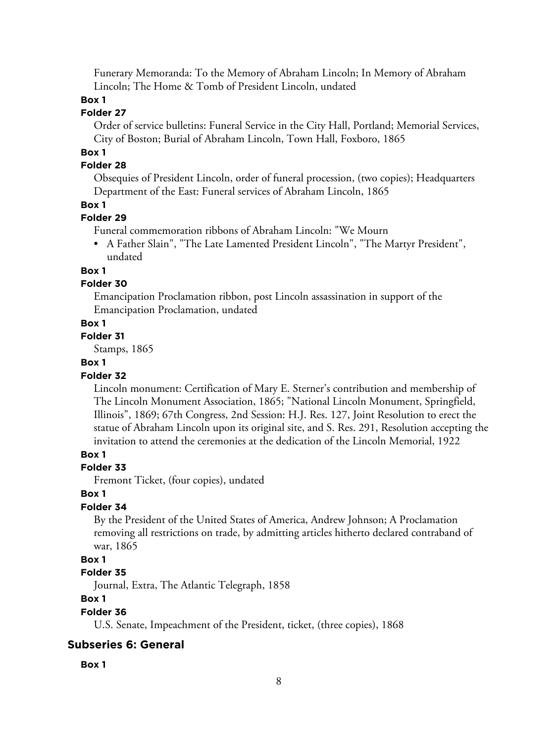Funerary Memoranda: To the Memory of Abraham Lincoln; In Memory of Abraham Lincoln; The Home & Tomb of President Lincoln, undated

**Box 1**

**Folder 27**

Order of service bulletins: Funeral Service in the City Hall, Portland; Memorial Services, City of Boston; Burial of Abraham Lincoln, Town Hall, Foxboro, 1865

**Box 1**

**Folder 28**

Obsequies of President Lincoln, order of funeral procession, (two copies); Headquarters Department of the East: Funeral services of Abraham Lincoln, 1865

**Box 1**

**Folder 29**

Funeral commemoration ribbons of Abraham Lincoln: "We Mourn

- A Father Slain", "The Late Lamented President Lincoln", "The Martyr President", undated

**Box 1**

**Folder 30**

Emancipation Proclamation ribbon, post Lincoln assassination in support of the Emancipation Proclamation, undated

**Box 1**

**Folder 31**

Stamps, 1865

**Box 1**

**Folder 32**

Lincoln monument: Certification of Mary E. Sterner's contribution and membership of The Lincoln Monument Association, 1865; "National Lincoln Monument, Springfield, Illinois", 1869; 67th Congress, 2nd Session: H.J. Res. 127, Joint Resolution to erect the statue of Abraham Lincoln upon its original site, and S. Res. 291, Resolution accepting the invitation to attend the ceremonies at the dedication of the Lincoln Memorial, 1922

**Box 1**

**Folder 33**

Fremont Ticket, (four copies), undated

**Box 1**

**Folder 34**

By the President of the United States of America, Andrew Johnson; A Proclamation removing all restrictions on trade, by admitting articles hitherto declared contraband of war, 1865

**Box 1**

**Folder 35**

Journal, Extra, The Atlantic Telegraph, 1858

**Box 1**

**Folder 36**

U.S. Senate, Impeachment of the President, ticket, (three copies), 1868

## Subseries 6: General

**Box 1**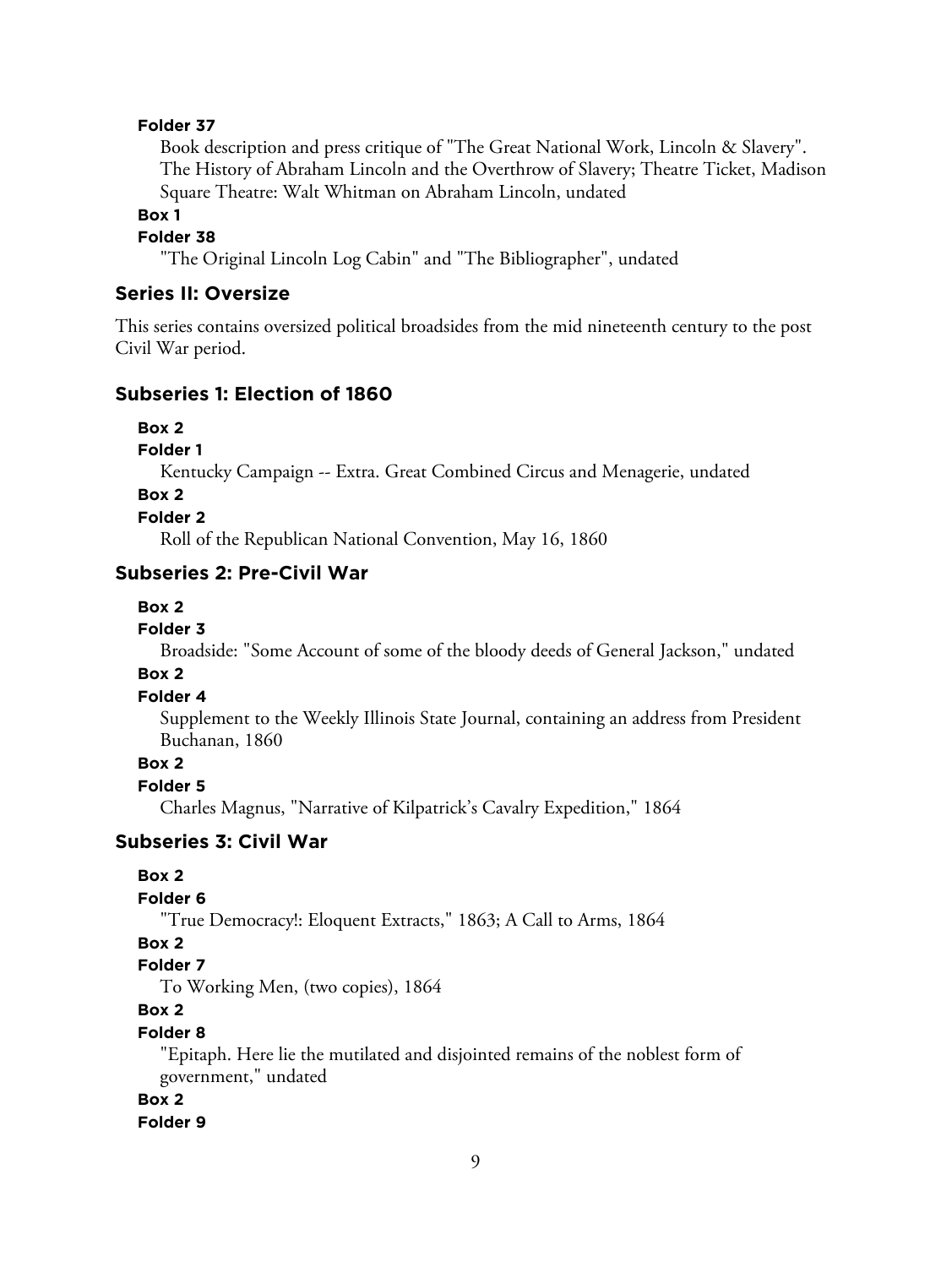**Folder 37**

Book description and press critique of "The Great National Work, Lincoln & Slavery". The History of Abraham Lincoln and the Overthrow of Slavery; Theatre Ticket, Madison Square Theatre: Walt Whitman on Abraham Lincoln, undated

**Box 1**

**Folder 38**

"The Original Lincoln Log Cabin" and "The Bibliographer", undated

## Series II: Oversize

This series contains oversized political broadsides from the mid nineteenth century to the post Civil War period.

### Subseries 1: Election of 1860

**Box 2**

**Folder 1**

Kentucky Campaign -- Extra. Great Combined Circus and Menagerie, undated

**Box 2**

**Folder 2**

Roll of the Republican National Convention, May 16, 1860

### Subseries 2: Pre-Civil War

**Box 2**

**Folder 3**

Broadside: "Some Account of some of the bloody deeds of General Jackson," undated

**Box 2**

**Folder 4**

Supplement to the Weekly Illinois State Journal, containing an address from President Buchanan, 1860

**Box 2**

**Folder 5**

Charles Magnus, "Narrative of Kilpatrick's Cavalry Expedition," 1864

### Subseries 3: Civil War

**Box 2**

**Folder 6**

"True Democracy!: Eloquent Extracts," 1863; A Call to Arms, 1864

**Box 2**

**Folder 7**

To Working Men, (two copies), 1864

**Box 2**

**Folder 8**

"Epitaph. Here lie the mutilated and disjointed remains of the noblest form of government," undated

**Box 2**

**Folder 9**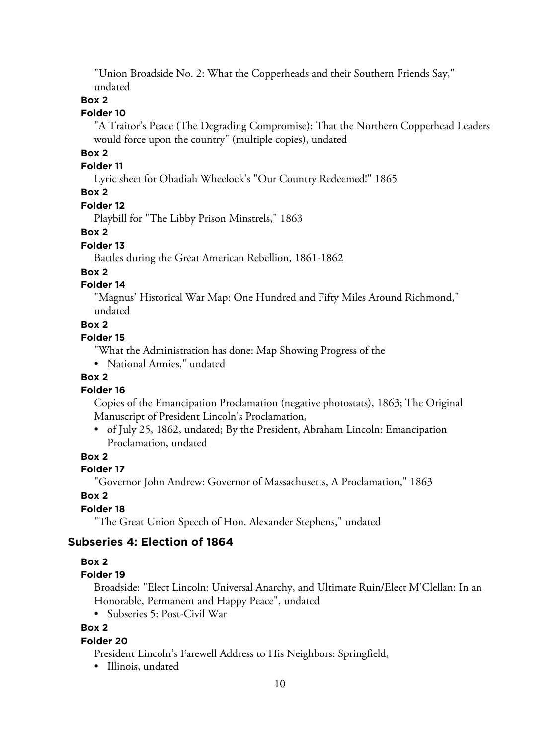"Union Broadside No. 2: What the Copperheads and their Southern Friends Say," undated

**Box 2**

**Folder 10**

"A Traitor's Peace (The Degrading Compromise): That the Northern Copperhead Leaders would force upon the country" (multiple copies), undated

**Box 2**

**Folder 11**

Lyric sheet for Obadiah Wheelock's "Our Country Redeemed!" 1865

**Box 2**

**Folder 12**

Playbill for "The Libby Prison Minstrels," 1863

**Box 2**

**Folder 13**

Battles during the Great American Rebellion, 1861-1862

**Box 2**

**Folder 14**

"Magnus' Historical War Map: One Hundred and Fifty Miles Around Richmond," undated

**Box 2**

**Folder 15**

"What the Administration has done: Map Showing Progress of the

- National Armies," undated

**Box 2**

**Folder 16**

Copies of the Emancipation Proclamation (negative photostats), 1863; The Original Manuscript of President Lincoln's Proclamation,

- of July 25, 1862, undated; By the President, Abraham Lincoln: Emancipation Proclamation, undated

**Box 2**

**Folder 17**

"Governor John Andrew: Governor of Massachusetts, A Proclamation," 1863

**Box 2**

**Folder 18**

"The Great Union Speech of Hon. Alexander Stephens," undated

### Subseries 4: Election of 1864

**Box 2**

**Folder 19**

Broadside: "Elect Lincoln: Universal Anarchy, and Ultimate Ruin/Elect M'Clellan: In an Honorable, Permanent and Happy Peace", undated

- Subseries 5: Post-Civil War

**Box 2**

**Folder 20**

President Lincoln's Farewell Address to His Neighbors: Springfield,

- Illinois, undated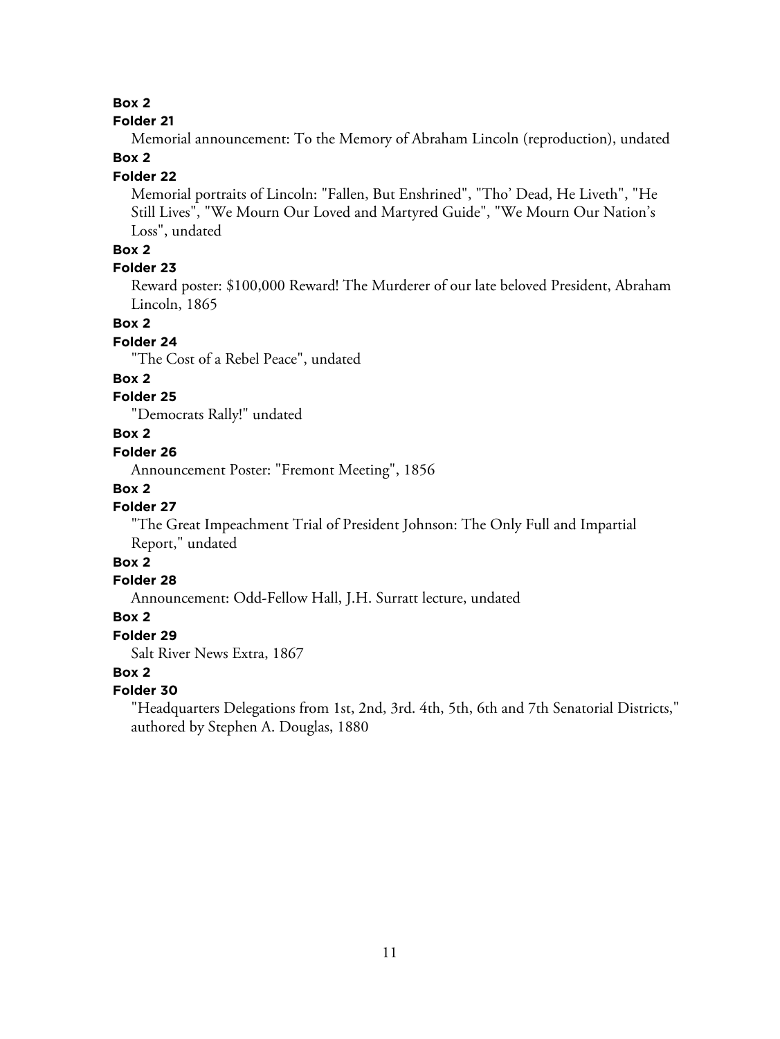**Box 2**

**Folder 21**

Memorial announcement: To the Memory of Abraham Lincoln (reproduction), undated

**Box 2**

**Folder 22**

Memorial portraits of Lincoln: "Fallen, But Enshrined", "Tho' Dead, He Liveth", "He Still Lives", "We Mourn Our Loved and Martyred Guide", "We Mourn Our Nation's Loss", undated

**Box 2**

**Folder 23**

Reward poster: $100,000 Reward! The Murderer of our late beloved President, Abraham Lincoln, 1865

**Box 2**

**Folder 24**

"The Cost of a Rebel Peace", undated

**Box 2**

**Folder 25**

"Democrats Rally!" undated

**Box 2**

**Folder 26**

Announcement Poster: "Fremont Meeting", 1856

**Box 2**

**Folder 27**

"The Great Impeachment Trial of President Johnson: The Only Full and Impartial Report," undated

**Box 2**

**Folder 28**

Announcement: Odd-Fellow Hall, J.H. Surratt lecture, undated

**Box 2**

**Folder 29**

Salt River News Extra, 1867

**Box 2**

**Folder 30**

"Headquarters Delegations from 1st, 2nd, 3rd. 4th, 5th, 6th and 7th Senatorial Districts," authored by Stephen A. Douglas, 1880